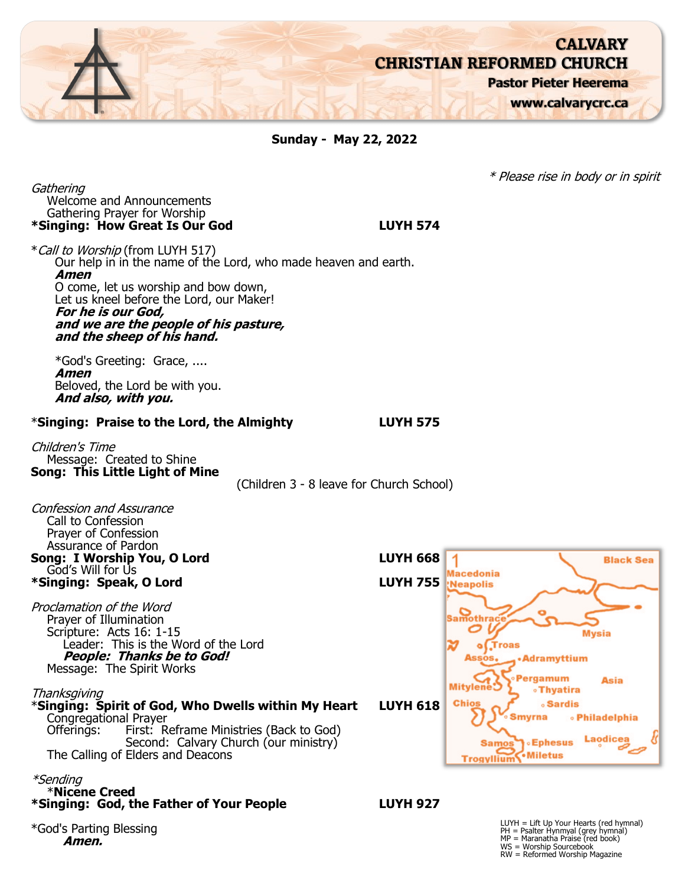# CALVARY CHRISTIAN REFORMED CHURCH

**Pastor Pieter Heerema**

**www.calvarycrc.ca**

**Sunday - May 22, 2022**

*\* Please rise in body or in spirit*

*Gathering*

Welcome and Announcements

Gathering Prayer for Worship

**\*Singing: How Great Is Our God** **LUYH 574**

\**Call to Worship* (from LUYH 517)

Our help in in the name of the Lord, who made heaven and earth.

***Amen***

O come, let us worship and bow down,
Let us kneel before the Lord, our Maker!

***For he is our God,***
***and we are the people of his pasture,***
***and the sheep of his hand.***

\*God's Greeting: Grace, ....

***Amen***

Beloved, the Lord be with you.

***And also, with you.***

\***Singing: Praise to the Lord, the Almighty** **LUYH 575**

*Children's Time*

Message: Created to Shine

**Song: This Little Light of Mine**

(Children 3 - 8 leave for Church School)

*Confession and Assurance*

Call to Confession

Prayer of Confession

Assurance of Pardon

**Song: I Worship You, O Lord** **LUYH 668**

God's Will for Us

**\*Singing: Speak, O Lord** **LUYH 755**

*Proclamation of the Word*

Prayer of Illumination

Scripture: Acts 16: 1-15

Leader: This is the Word of the Lord

***People: Thanks be to God!***

Message: The Spirit Works

*Thanksgiving*

\***Singing: Spirit of God, Who Dwells within My Heart** **LUYH 618**

Congregational Prayer

Offerings: First: Reframe Ministries (Back to God)
Second: Calvary Church (our ministry)

The Calling of Elders and Deacons

*\*Sending*

\***Nicene Creed**

**\*Singing: God, the Father of Your People** **LUYH 927**

\*God's Parting Blessing

***Amen.***

LUYH = Lift Up Your Hearts (red hymnal)
PH = Psalter Hynmyal (grey hymnal)
MP = Maranatha Praise (red book)
WS = Worship Sourcebook
RW = Reformed Worship Magazine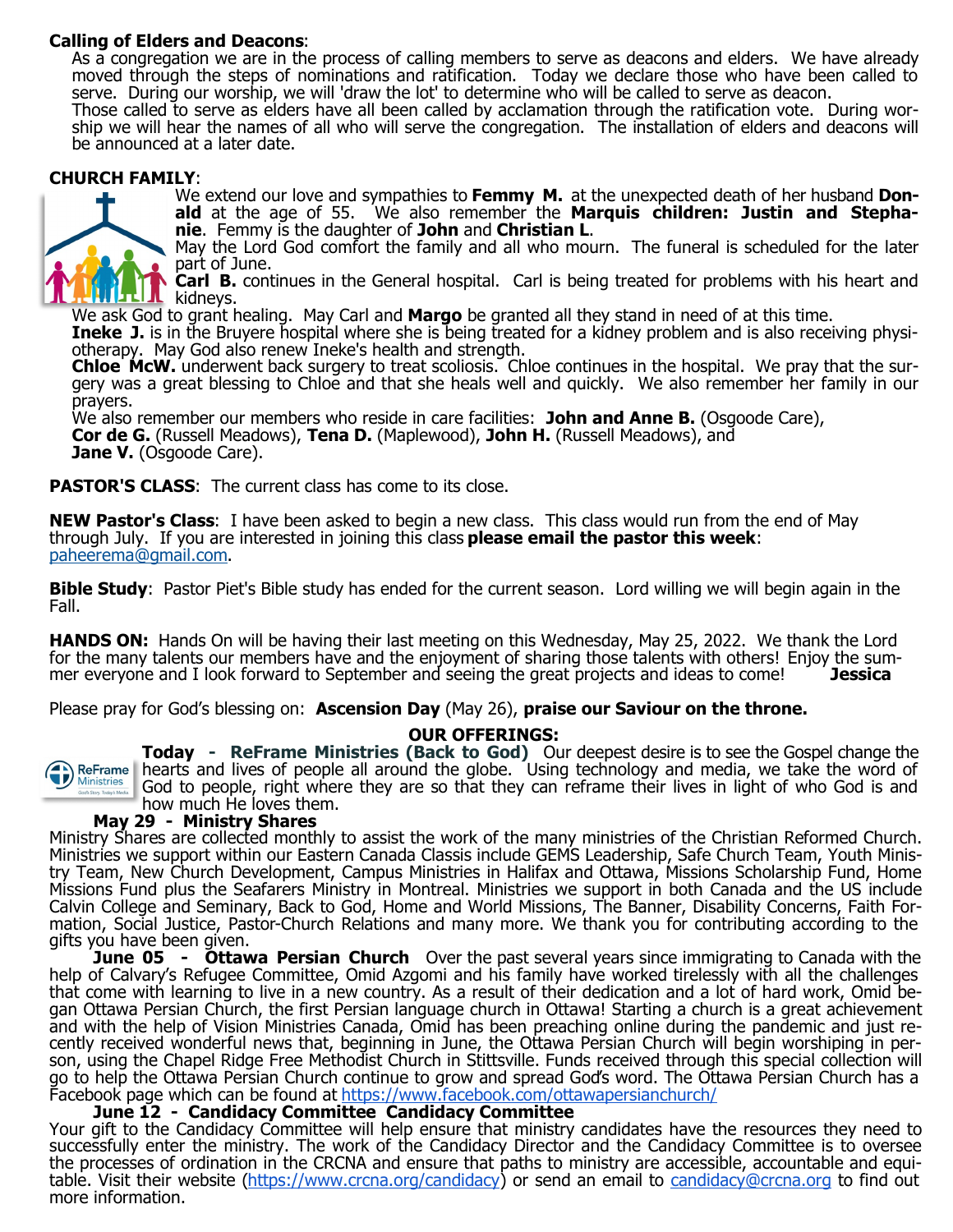**Calling of Elders and Deacons**:

As a congregation we are in the process of calling members to serve as deacons and elders. We have already moved through the steps of nominations and ratification. Today we declare those who have been called to serve. During our worship, we will 'draw the lot' to determine who will be called to serve as deacon.

Those called to serve as elders have all been called by acclamation through the ratification vote. During worship we will hear the names of all who will serve the congregation. The installation of elders and deacons will be announced at a later date.

**CHURCH FAMILY**:

We extend our love and sympathies to **Femmy M.** at the unexpected death of her husband **Donald** at the age of 55. We also remember the **Marquis children: Justin and Stephanie**. Femmy is the daughter of **John** and **Christian L**.

May the Lord God comfort the family and all who mourn. The funeral is scheduled for the later part of June.

**Carl B.** continues in the General hospital. Carl is being treated for problems with his heart and kidneys.

We ask God to grant healing. May Carl and **Margo** be granted all they stand in need of at this time.

**Ineke J.** is in the Bruyere hospital where she is being treated for a kidney problem and is also receiving physiotherapy. May God also renew Ineke's health and strength.

**Chloe McW.** underwent back surgery to treat scoliosis. Chloe continues in the hospital. We pray that the surgery was a great blessing to Chloe and that she heals well and quickly. We also remember her family in our prayers.

We also remember our members who reside in care facilities: **John and Anne B.** (Osgoode Care), **Cor de G.** (Russell Meadows), **Tena D.** (Maplewood), **John H.** (Russell Meadows), and **Jane V.** (Osgoode Care).

**PASTOR'S CLASS**: The current class has come to its close.

**NEW Pastor's Class**: I have been asked to begin a new class. This class would run from the end of May through July. If you are interested in joining this class **please email the pastor this week**: paheerema@gmail.com.

**Bible Study**: Pastor Piet's Bible study has ended for the current season. Lord willing we will begin again in the Fall.

**HANDS ON:** Hands On will be having their last meeting on this Wednesday, May 25, 2022. We thank the Lord for the many talents our members have and the enjoyment of sharing those talents with others! Enjoy the summer everyone and I look forward to September and seeing the great projects and ideas to come! **Jessica**

Please pray for God's blessing on: **Ascension Day** (May 26), **praise our Saviour on the throne.**

**OUR OFFERINGS:**

**Today - ReFrame Ministries (Back to God)** Our deepest desire is to see the Gospel change the hearts and lives of people all around the globe. Using technology and media, we take the word of God to people, right where they are so that they can reframe their lives in light of who God is and how much He loves them.

**May 29 - Ministry Shares**

Ministry Shares are collected monthly to assist the work of the many ministries of the Christian Reformed Church. Ministries we support within our Eastern Canada Classis include GEMS Leadership, Safe Church Team, Youth Ministry Team, New Church Development, Campus Ministries in Halifax and Ottawa, Missions Scholarship Fund, Home Missions Fund plus the Seafarers Ministry in Montreal. Ministries we support in both Canada and the US include Calvin College and Seminary, Back to God, Home and World Missions, The Banner, Disability Concerns, Faith Formation, Social Justice, Pastor-Church Relations and many more. We thank you for contributing according to the gifts you have been given.

**June 05 - Ottawa Persian Church** Over the past several years since immigrating to Canada with the help of Calvary's Refugee Committee, Omid Azgomi and his family have worked tirelessly with all the challenges that come with learning to live in a new country. As a result of their dedication and a lot of hard work, Omid began Ottawa Persian Church, the first Persian language church in Ottawa! Starting a church is a great achievement and with the help of Vision Ministries Canada, Omid has been preaching online during the pandemic and just recently received wonderful news that, beginning in June, the Ottawa Persian Church will begin worshiping in person, using the Chapel Ridge Free Methodist Church in Stittsville. Funds received through this special collection will go to help the Ottawa Persian Church continue to grow and spread God's word. The Ottawa Persian Church has a Facebook page which can be found at https://www.facebook.com/ottawapersianchurch/

**June 12 - Candidacy Committee Candidacy Committee**

Your gift to the Candidacy Committee will help ensure that ministry candidates have the resources they need to successfully enter the ministry. The work of the Candidacy Director and the Candidacy Committee is to oversee the processes of ordination in the CRCNA and ensure that paths to ministry are accessible, accountable and equitable. Visit their website (https://www.crcna.org/candidacy) or send an email to candidacy@crcna.org to find out more information.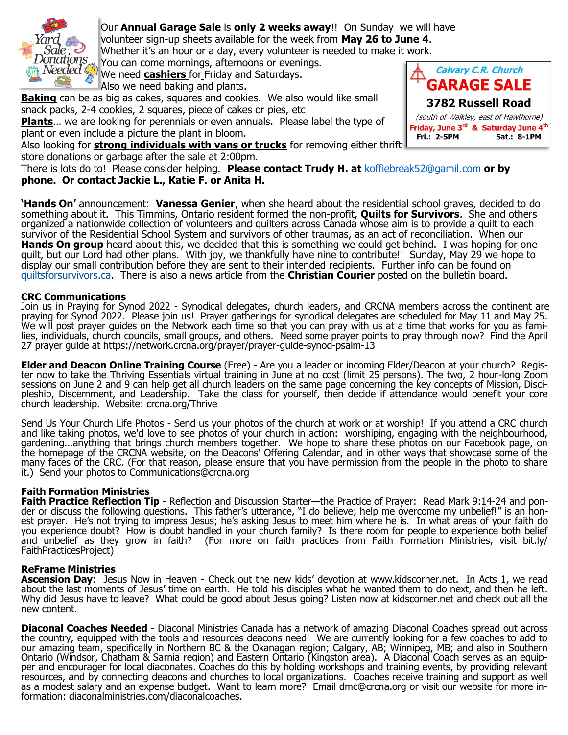Our **Annual Garage Sale** is **only 2 weeks away**!! On Sunday we will have volunteer sign-up sheets available for the week from **May 26 to June 4**. Whether it's an hour or a day, every volunteer is needed to make it work. You can come mornings, afternoons or evenings. We need **cashiers** for Friday and Saturdays. Also we need baking and plants.

**Baking** can be as big as cakes, squares and cookies. We also would like small snack packs, 2-4 cookies, 2 squares, piece of cakes or pies, etc

**Plants**… we are looking for perennials or even annuals. Please label the type of plant or even include a picture the plant in bloom.

Also looking for **strong individuals with vans or trucks** for removing either thrift store donations or garbage after the sale at 2:00pm.

There is lots do to! Please consider helping. **Please contact Trudy H. at** koffiebreak52@gamil.com **or by phone. Or contact Jackie L., Katie F. or Anita H.**

*Calvary C.R. Church*
**GARAGE SALE**
**3782 Russell Road**
*(south of Walkley, east of Hawthorne)*
**Friday, June 3rd & Saturday June 4th**
**Fri.: 2-5PM Sat.: 8-1PM**

**'Hands On'** announcement: **Vanessa Genier**, when she heard about the residential school graves, decided to do something about it. This Timmins, Ontario resident formed the non-profit, **Quilts for Survivors**. She and others organized a nationwide collection of volunteers and quilters across Canada whose aim is to provide a quilt to each survivor of the Residential School System and survivors of other traumas, as an act of reconciliation. When our **Hands On group** heard about this, we decided that this is something we could get behind. I was hoping for one quilt, but our Lord had other plans. With joy, we thankfully have nine to contribute!! Sunday, May 29 we hope to display our small contribution before they are sent to their intended recipients. Further info can be found on quiltsforsurvivors.ca. There is also a news article from the **Christian Courier** posted on the bulletin board.

**CRC Communications**
Join us in Praying for Synod 2022 - Synodical delegates, church leaders, and CRCNA members across the continent are praying for Synod 2022. Please join us! Prayer gatherings for synodical delegates are scheduled for May 11 and May 25. We will post prayer guides on the Network each time so that you can pray with us at a time that works for you as families, individuals, church councils, small groups, and others. Need some prayer points to pray through now? Find the April 27 prayer guide at https://network.crcna.org/prayer/prayer-guide-synod-psalm-13

**Elder and Deacon Online Training Course** (Free) - Are you a leader or incoming Elder/Deacon at your church? Register now to take the Thriving Essentials virtual training in June at no cost (limit 25 persons). The two, 2 hour-long Zoom sessions on June 2 and 9 can help get all church leaders on the same page concerning the key concepts of Mission, Discipleship, Discernment, and Leadership. Take the class for yourself, then decide if attendance would benefit your core church leadership. Website: crcna.org/Thrive

Send Us Your Church Life Photos - Send us your photos of the church at work or at worship! If you attend a CRC church and like taking photos, we'd love to see photos of your church in action: worshiping, engaging with the neighbourhood, gardening...anything that brings church members together. We hope to share these photos on our Facebook page, on the homepage of the CRCNA website, on the Deacons' Offering Calendar, and in other ways that showcase some of the many faces of the CRC. (For that reason, please ensure that you have permission from the people in the photo to share it.) Send your photos to Communications@crcna.org

**Faith Formation Ministries**
**Faith Practice Reflection Tip** - Reflection and Discussion Starter—the Practice of Prayer: Read Mark 9:14-24 and ponder or discuss the following questions. This father's utterance, "I do believe; help me overcome my unbelief!" is an honest prayer. He's not trying to impress Jesus; he's asking Jesus to meet him where he is. In what areas of your faith do you experience doubt? How is doubt handled in your church family? Is there room for people to experience both belief and unbelief as they grow in faith? (For more on faith practices from Faith Formation Ministries, visit bit.ly/FaithPracticesProject)

**ReFrame Ministries**
**Ascension Day**: Jesus Now in Heaven - Check out the new kids' devotion at www.kidscorner.net. In Acts 1, we read about the last moments of Jesus' time on earth. He told his disciples what he wanted them to do next, and then he left. Why did Jesus have to leave? What could be good about Jesus going? Listen now at kidscorner.net and check out all the new content.

**Diaconal Coaches Needed** - Diaconal Ministries Canada has a network of amazing Diaconal Coaches spread out across the country, equipped with the tools and resources deacons need! We are currently looking for a few coaches to add to our amazing team, specifically in Northern BC & the Okanagan region; Calgary, AB; Winnipeg, MB; and also in Southern Ontario (Windsor, Chatham & Sarnia region) and Eastern Ontario (Kingston area). A Diaconal Coach serves as an equipper and encourager for local diaconates. Coaches do this by holding workshops and training events, by providing relevant resources, and by connecting deacons and churches to local organizations. Coaches receive training and support as well as a modest salary and an expense budget. Want to learn more? Email dmc@crcna.org or visit our website for more information: diaconalministries.com/diaconalcoaches.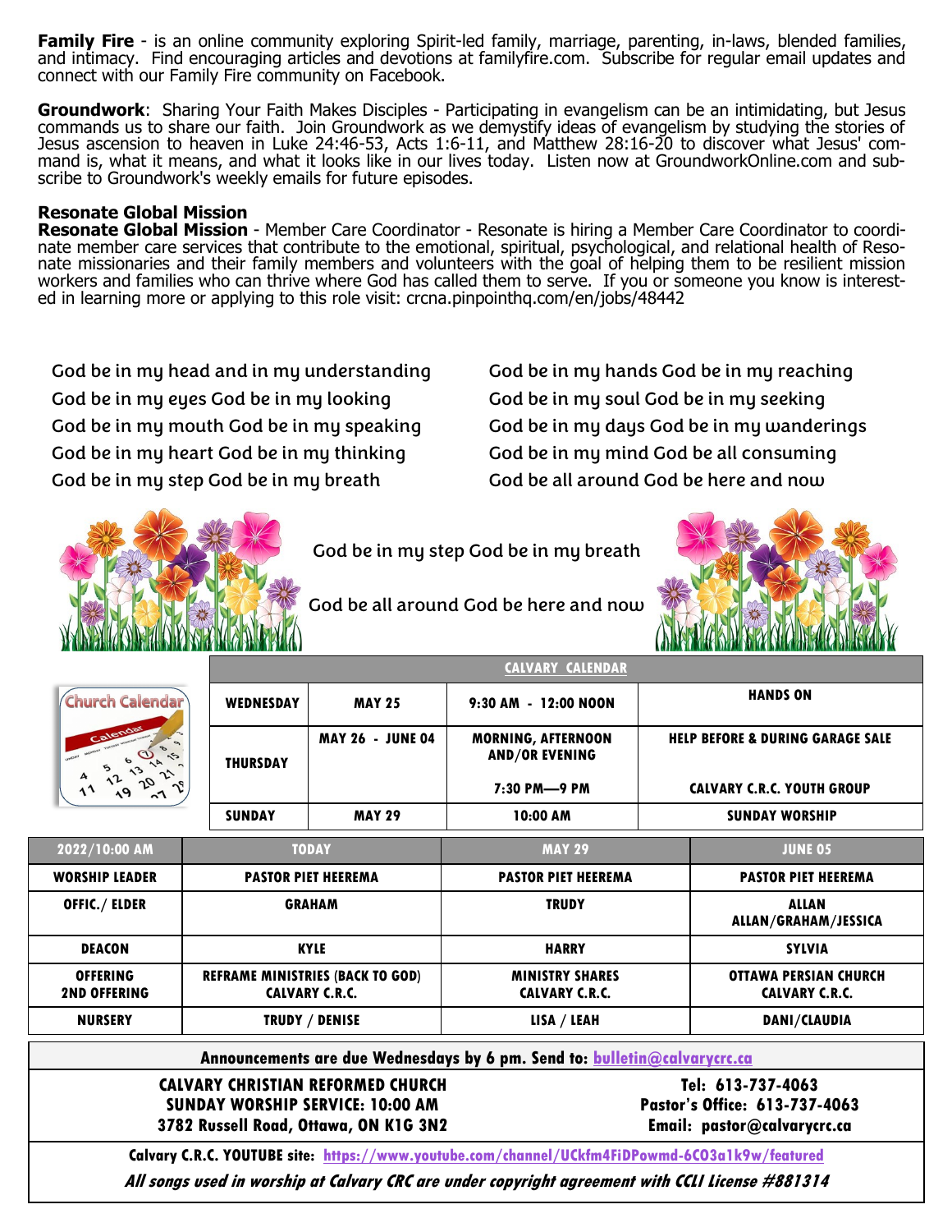**Family Fire** - is an online community exploring Spirit-led family, marriage, parenting, in-laws, blended families, and intimacy. Find encouraging articles and devotions at familyfire.com. Subscribe for regular email updates and connect with our Family Fire community on Facebook.

**Groundwork**: Sharing Your Faith Makes Disciples - Participating in evangelism can be an intimidating, but Jesus commands us to share our faith. Join Groundwork as we demystify ideas of evangelism by studying the stories of Jesus ascension to heaven in Luke 24:46-53, Acts 1:6-11, and Matthew 28:16-20 to discover what Jesus' command is, what it means, and what it looks like in our lives today. Listen now at GroundworkOnline.com and subscribe to Groundwork's weekly emails for future episodes.

**Resonate Global Mission**

**Resonate Global Mission** - Member Care Coordinator - Resonate is hiring a Member Care Coordinator to coordinate member care services that contribute to the emotional, spiritual, psychological, and relational health of Resonate missionaries and their family members and volunteers with the goal of helping them to be resilient mission workers and families who can thrive where God has called them to serve. If you or someone you know is interested in learning more or applying to this role visit: crcna.pinpointhq.com/en/jobs/48442

God be in my head and in my understanding
God be in my eyes God be in my looking
God be in my mouth God be in my speaking
God be in my heart God be in my thinking
God be in my step God be in my breath

God be in my hands God be in my reaching
God be in my soul God be in my seeking
God be in my days God be in my wanderings
God be in my mind God be all consuming
God be all around God be here and now

God be in my step God be in my breath

God be all around God be here and now

Church Calendar

| CALVARY CALENDAR | | | |
|---|---|---|---|
| WEDNESDAY | MAY 25 | 9:30 AM - 12:00 NOON | HANDS ON |
| THURSDAY | MAY 26 - JUNE 04 | MORNING, AFTERNOON AND/OR EVENING | HELP BEFORE & DURING GARAGE SALE |
| | | 7:30 PM—9 PM | CALVARY C.R.C. YOUTH GROUP |
| SUNDAY | MAY 29 | 10:00 AM | SUNDAY WORSHIP |

| 2022/10:00 AM | TODAY | MAY 29 | JUNE 05 |
|---|---|---|---|
| WORSHIP LEADER | PASTOR PIET HEEREMA | PASTOR PIET HEEREMA | PASTOR PIET HEEREMA |
| OFFIC./ ELDER | GRAHAM | TRUDY | ALLAN<br>ALLAN/GRAHAM/JESSICA |
| DEACON | KYLE | HARRY | SYLVIA |
| OFFERING<br>2ND OFFERING | REFRAME MINISTRIES (BACK TO GOD)<br>CALVARY C.R.C. | MINISTRY SHARES<br>CALVARY C.R.C. | OTTAWA PERSIAN CHURCH<br>CALVARY C.R.C. |
| NURSERY | TRUDY / DENISE | LISA / LEAH | DANI/CLAUDIA |

**Announcements are due Wednesdays by 6 pm. Send to: bulletin@calvarycrc.ca**

**CALVARY CHRISTIAN REFORMED CHURCH**
**SUNDAY WORSHIP SERVICE: 10:00 AM**
**3782 Russell Road, Ottawa, ON K1G 3N2**

**Tel: 613-737-4063**
**Pastor's Office: 613-737-4063**
**Email: pastor@calvarycrc.ca**

**Calvary C.R.C. YOUTUBE site: https://www.youtube.com/channel/UCkfm4FiDPowmd-6CO3a1k9w/featured**

***All songs used in worship at Calvary CRC are under copyright agreement with CCLI License #881314***